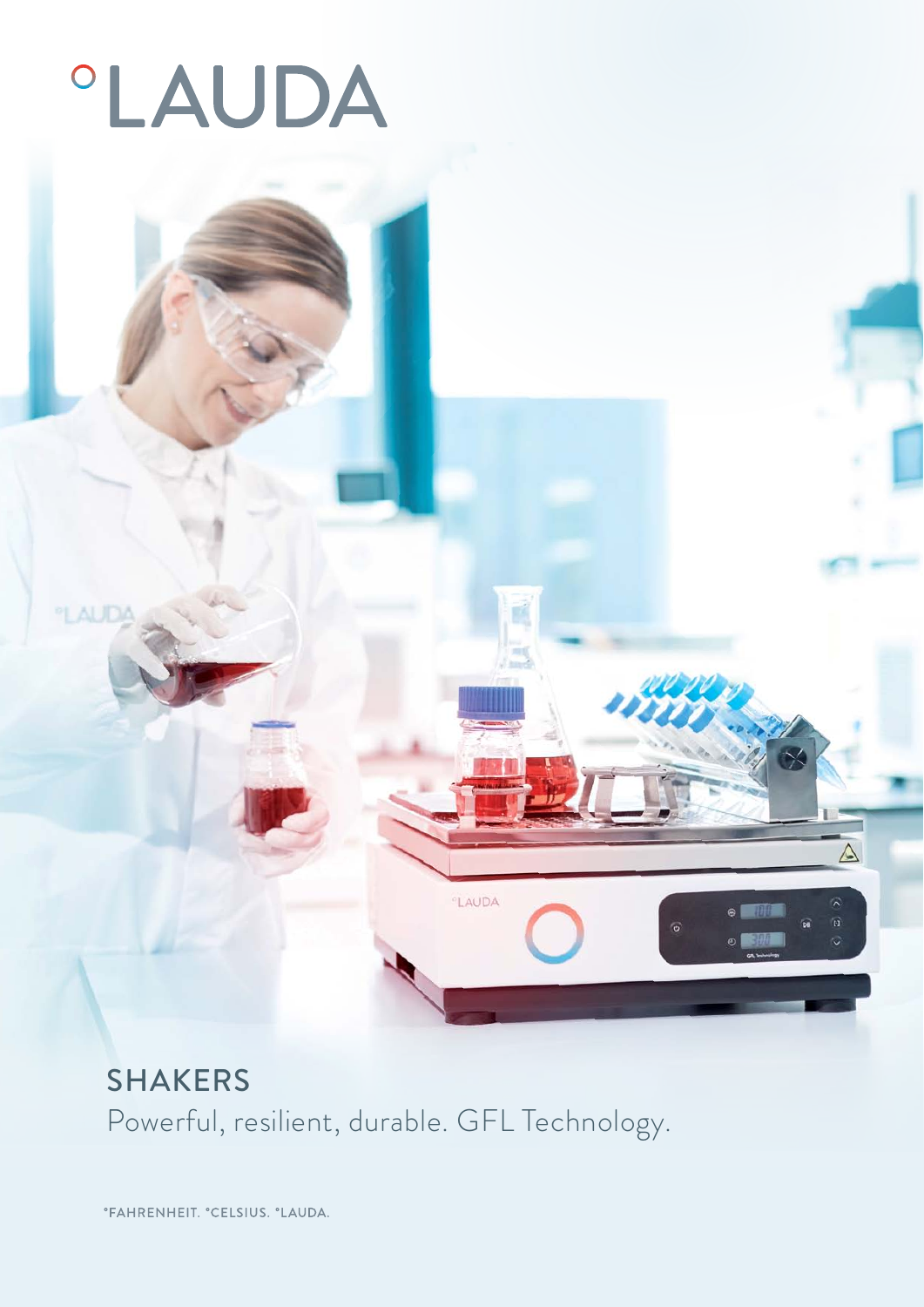# °LAUDA

## SHAKERS

Powerful, resilient, durable. GFL Technology.

°FAHRENHEIT. °CELSIUS. °LAUDA.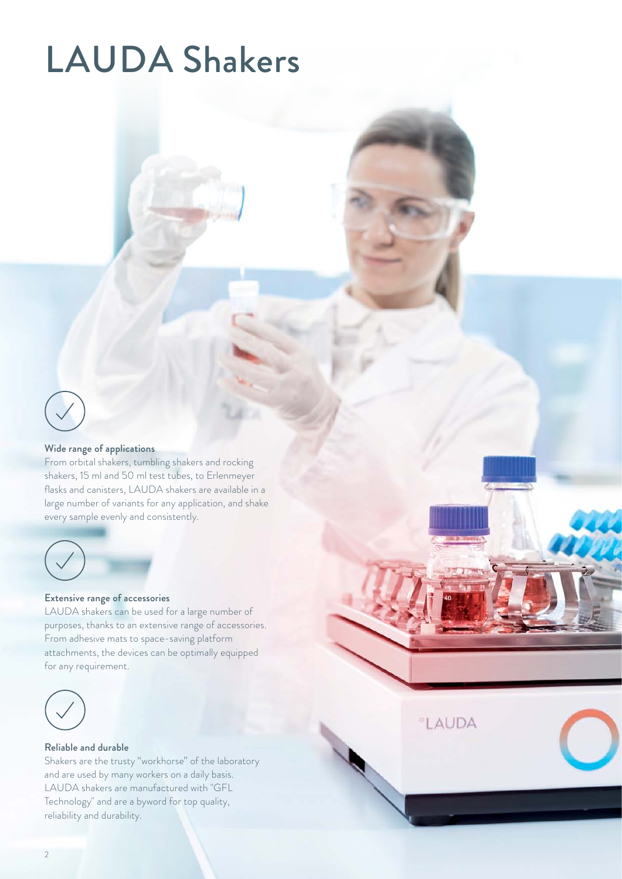# LAUDA Shakers

### Wide range of applications

From orbital shakers, tumbling shakers and rocking shakers, 15 ml and 50 ml test tubes, to Erlenmeyer flasks and canisters, LAUDA shakers are available in a large number of variants for any application, and shake every sample evenly and consistently.

### Extensive range of accessories

LAUDA shakers can be used for a large number of purposes, thanks to an extensive range of accessories. From adhesive mats to space-saving platform attachments, the devices can be optimally equipped for any requirement.

### Reliable and durable

Shakers are the trusty "workhorse" of the laboratory and are used by many workers on a daily basis. LAUDA shakers are manufactured with "GFL Technology" and are a byword for top quality, reliability and durability.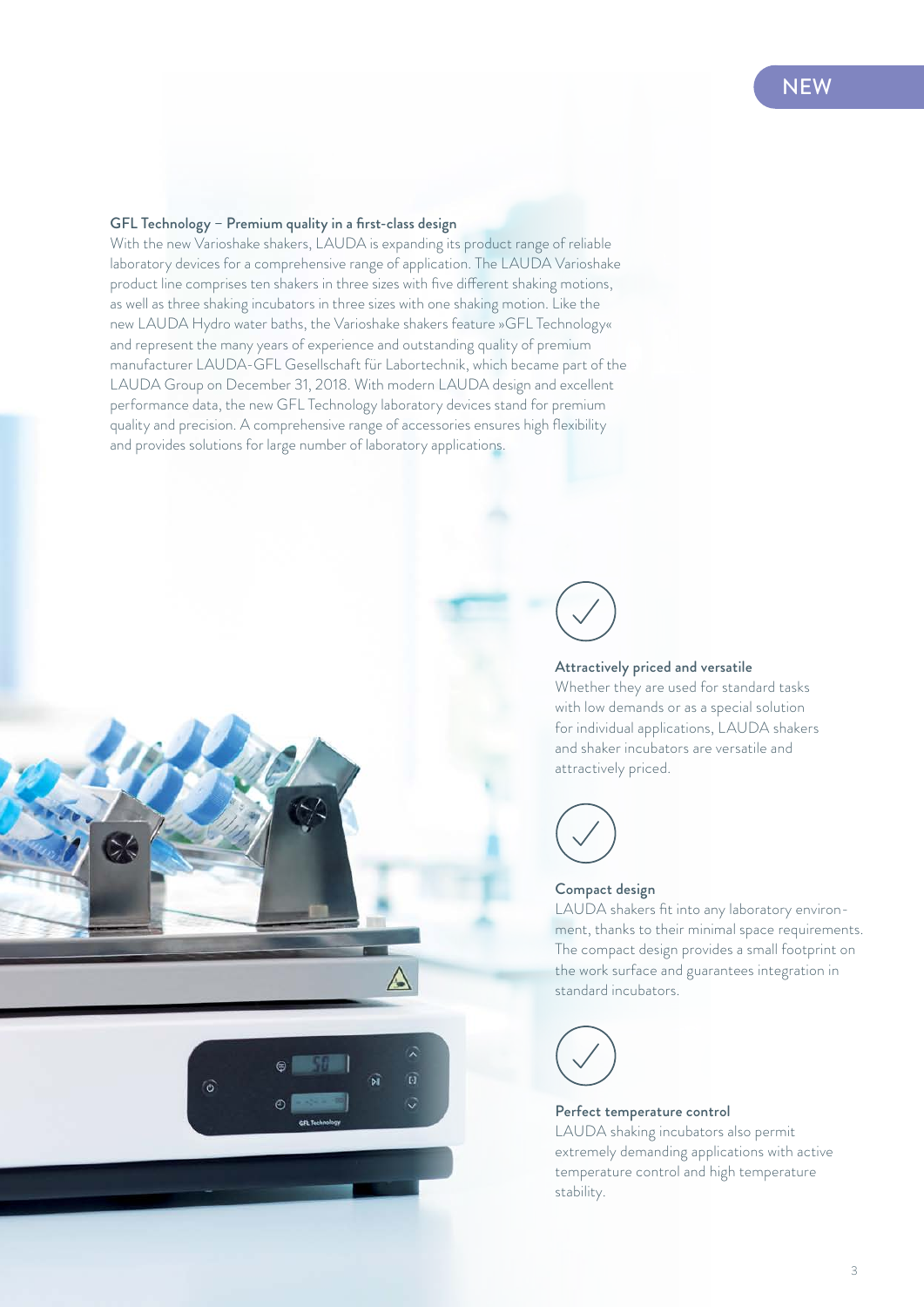NEW

### GFL Technology – Premium quality in a first-class design

With the new Varioshake shakers, LAUDA is expanding its product range of reliable laboratory devices for a comprehensive range of application. The LAUDA Varioshake product line comprises ten shakers in three sizes with five different shaking motions, as well as three shaking incubators in three sizes with one shaking motion. Like the new LAUDA Hydro water baths, the Varioshake shakers feature »GFL Technology« and represent the many years of experience and outstanding quality of premium manufacturer LAUDA-GFL Gesellschaft für Labortechnik, which became part of the LAUDA Group on December 31, 2018. With modern LAUDA design and excellent performance data, the new GFL Technology laboratory devices stand for premium quality and precision. A comprehensive range of accessories ensures high flexibility and provides solutions for large number of laboratory applications.

### Attractively priced and versatile

Whether they are used for standard tasks with low demands or as a special solution for individual applications, LAUDA shakers and shaker incubators are versatile and attractively priced.

### Compact design

LAUDA shakers fit into any laboratory environment, thanks to their minimal space requirements. The compact design provides a small footprint on the work surface and guarantees integration in standard incubators.

### Perfect temperature control

LAUDA shaking incubators also permit extremely demanding applications with active temperature control and high temperature stability.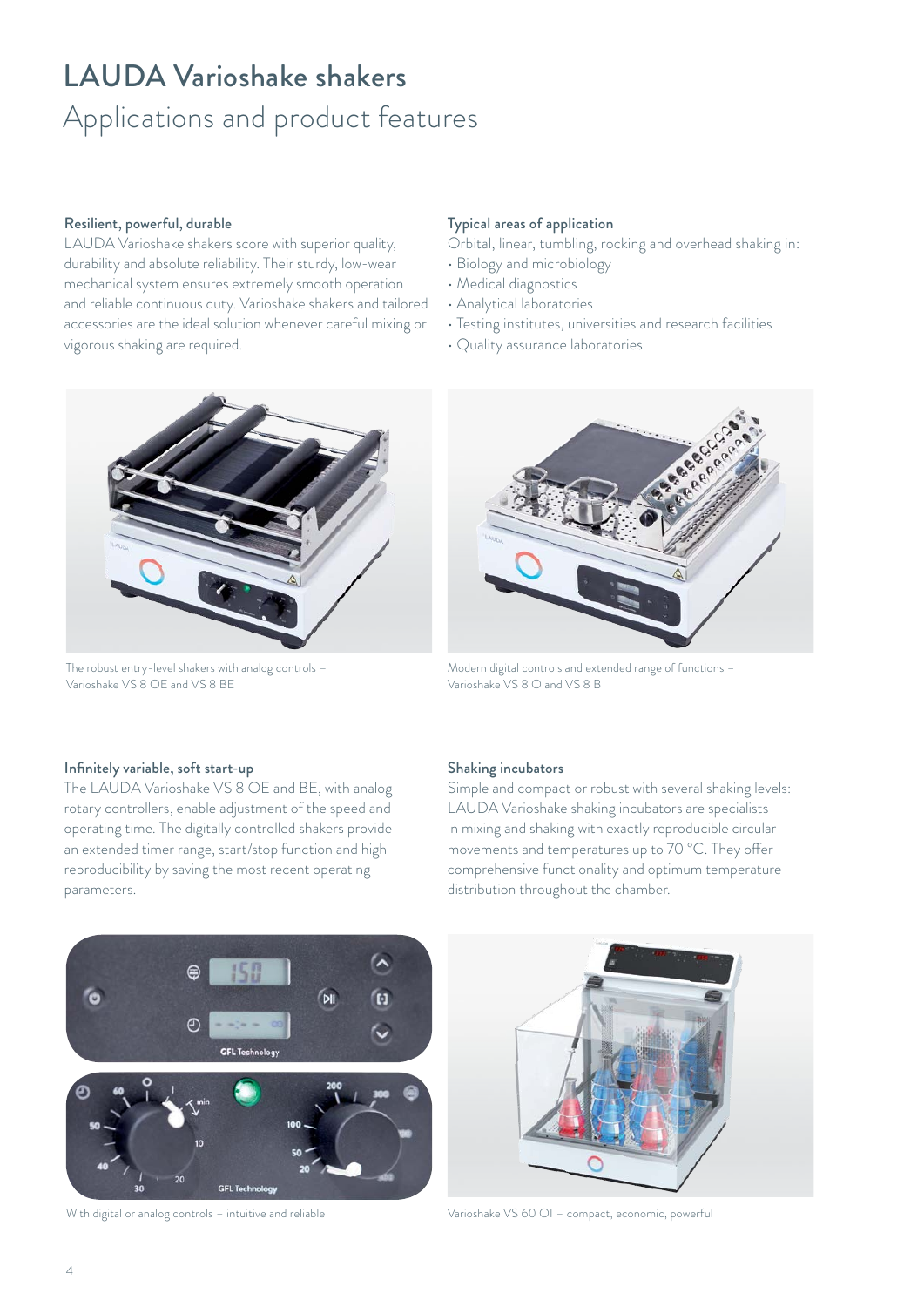# LAUDA Varioshake shakers

## Applications and product features

### Resilient, powerful, durable

LAUDA Varioshake shakers score with superior quality, durability and absolute reliability. Their sturdy, low-wear mechanical system ensures extremely smooth operation and reliable continuous duty. Varioshake shakers and tailored accessories are the ideal solution whenever careful mixing or vigorous shaking are required.

### Typical areas of application

Orbital, linear, tumbling, rocking and overhead shaking in:

- Biology and microbiology
- Medical diagnostics
- Analytical laboratories
- Testing institutes, universities and research facilities
- Quality assurance laboratories

The robust entry-level shakers with analog controls – Varioshake VS 8 OE and VS 8 BE

Modern digital controls and extended range of functions – Varioshake VS 8 O and VS 8 B

### Infinitely variable, soft start-up

The LAUDA Varioshake VS 8 OE and BE, with analog rotary controllers, enable adjustment of the speed and operating time. The digitally controlled shakers provide an extended timer range, start/stop function and high reproducibility by saving the most recent operating parameters.

### Shaking incubators

Simple and compact or robust with several shaking levels: LAUDA Varioshake shaking incubators are specialists in mixing and shaking with exactly reproducible circular movements and temperatures up to 70 °C. They offer comprehensive functionality and optimum temperature distribution throughout the chamber.

With digital or analog controls – intuitive and reliable

Varioshake VS 60 OI – compact, economic, powerful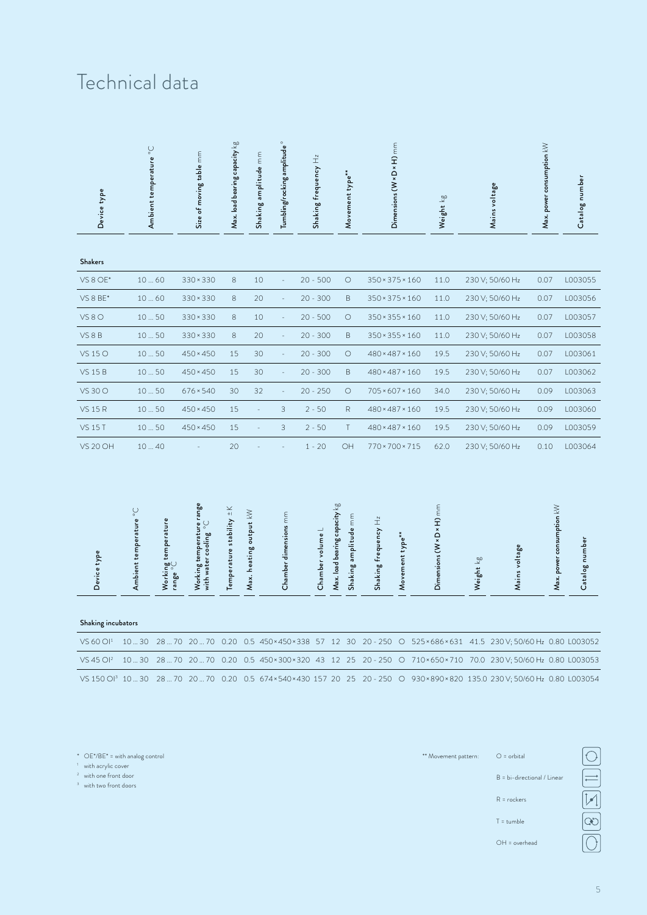# Technical data

| Device type | Ambient temperature °C | Size of moving table mm | Max. load bearing capacity kg | Shaking amplitude mm | Tumbling/rocking amplitude ° | Shaking frequency Hz | Movement type** | Dimensions (W × D × H) mm | Weight kg | Mains voltage | Max. power consumption kW | Catalog number |
|---|---|---|---|---|---|---|---|---|---|---|---|---|
| **Shakers** | | | | | | | | | | | | |
| VS 8 OE* | 10 … 60 | 330 × 330 | 8 | 10 | - | 20 - 500 | O | 350 × 375 × 160 | 11.0 | 230 V; 50/60 Hz | 0.07 | L003055 |
| VS 8 BE* | 10 … 60 | 330 × 330 | 8 | 20 | - | 20 - 300 | B | 350 × 375 × 160 | 11.0 | 230 V; 50/60 Hz | 0.07 | L003056 |
| VS 8 O | 10 … 50 | 330 × 330 | 8 | 10 | - | 20 - 500 | O | 350 × 355 × 160 | 11.0 | 230 V; 50/60 Hz | 0.07 | L003057 |
| VS 8 B | 10 … 50 | 330 × 330 | 8 | 20 | - | 20 - 300 | B | 350 × 355 × 160 | 11.0 | 230 V; 50/60 Hz | 0.07 | L003058 |
| VS 15 O | 10 … 50 | 450 × 450 | 15 | 30 | - | 20 - 300 | O | 480 × 487 × 160 | 19.5 | 230 V; 50/60 Hz | 0.07 | L003061 |
| VS 15 B | 10 … 50 | 450 × 450 | 15 | 30 | - | 20 - 300 | B | 480 × 487 × 160 | 19.5 | 230 V; 50/60 Hz | 0.07 | L003062 |
| VS 30 O | 10 … 50 | 676 × 540 | 30 | 32 | - | 20 - 250 | O | 705 × 607 × 160 | 34.0 | 230 V; 50/60 Hz | 0.09 | L003063 |
| VS 15 R | 10 … 50 | 450 × 450 | 15 | - | 3 | 2 - 50 | R | 480 × 487 × 160 | 19.5 | 230 V; 50/60 Hz | 0.09 | L003060 |
| VS 15 T | 10 … 50 | 450 × 450 | 15 | - | 3 | 2 - 50 | T | 480 × 487 × 160 | 19.5 | 230 V; 50/60 Hz | 0.09 | L003059 |
| VS 20 OH | 10 … 40 | - | 20 | - | - | 1 - 20 | OH | 770 × 700 × 715 | 62.0 | 230 V; 50/60 Hz | 0.10 | L003064 |

| Device type | Ambient temperature °C | Working temperature range °C | Working temperature range with water cooling °C | Temperature stability ± K | Max. heating output kW | Chamber dimensions mm | Chamber volume L | Max. load bearing capacity kg | Shaking amplitude mm | Shaking frequency Hz | Movement type** | Dimensions (W × D × H) mm | Weight kg | Mains voltage | Max. power consumption kW | Catalog number |
|---|---|---|---|---|---|---|---|---|---|---|---|---|---|---|---|---|
| **Shaking incubators** | | | | | | | | | | | | | | | | |
| VS 60 OI[1] | 10 … 30 | 28 … 70 | 20 … 70 | 0.20 | 0.5 | 450 × 450 × 338 | 57 | 12 | 30 | 20 - 250 | O | 525 × 686 × 631 | 41.5 | 230 V; 50/60 Hz | 0.80 | L003052 |
| VS 45 OI[2] | 10 … 30 | 28 … 70 | 20 … 70 | 0.20 | 0.5 | 450 × 300 × 320 | 43 | 12 | 25 | 20 - 250 | O | 710 × 650 × 710 | 70.0 | 230 V; 50/60 Hz | 0.80 | L003053 |
| VS 150 OI[3] | 10 … 30 | 28 … 70 | 20 … 70 | 0.20 | 0.5 | 674 × 540 × 430 | 157 | 20 | 25 | 20 - 250 | O | 930 × 890 × 820 | 135.0 | 230 V; 50/60 Hz | 0.80 | L003054 |

\* OE*/BE* = with analog control
[1] with acrylic cover
[2] with one front door
[3] with two front doors

** Movement pattern:
- O = orbital
- B = bi-directional / Linear
- R = rockers
- T = tumble
- OH = overhead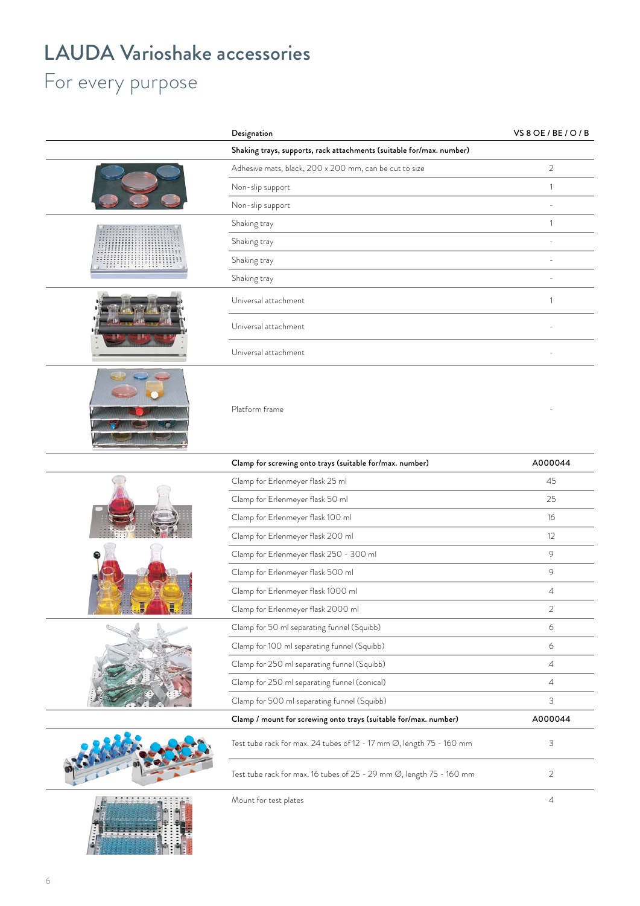# LAUDA Varioshake accessories

## For every purpose

| Designation | VS 8 OE / BE / O / B |
|---|---|
| **Shaking trays, supports, rack attachments (suitable for/max. number)** | |
| Adhesive mats, black, 200 x 200 mm, can be cut to size | 2 |
| Non-slip support | 1 |
| Non-slip support | - |
| Shaking tray | 1 |
| Shaking tray | - |
| Shaking tray | - |
| Shaking tray | - |
| Universal attachment | 1 |
| Universal attachment | - |
| Universal attachment | - |
| Platform frame | - |
| **Clamp for screwing onto trays (suitable for/max. number)** | **A000044** |
| Clamp for Erlenmeyer flask 25 ml | 45 |
| Clamp for Erlenmeyer flask 50 ml | 25 |
| Clamp for Erlenmeyer flask 100 ml | 16 |
| Clamp for Erlenmeyer flask 200 ml | 12 |
| Clamp for Erlenmeyer flask 250 - 300 ml | 9 |
| Clamp for Erlenmeyer flask 500 ml | 9 |
| Clamp for Erlenmeyer flask 1000 ml | 4 |
| Clamp for Erlenmeyer flask 2000 ml | 2 |
| Clamp for 50 ml separating funnel (Squibb) | 6 |
| Clamp for 100 ml separating funnel (Squibb) | 6 |
| Clamp for 250 ml separating funnel (Squibb) | 4 |
| Clamp for 250 ml separating funnel (conical) | 4 |
| Clamp for 500 ml separating funnel (Squibb) | 3 |
| **Clamp / mount for screwing onto trays (suitable for/max. number)** | **A000044** |
| Test tube rack for max. 24 tubes of 12 - 17 mm Ø, length 75 - 160 mm | 3 |
| Test tube rack for max. 16 tubes of 25 - 29 mm Ø, length 75 - 160 mm | 2 |
| Mount for test plates | 4 |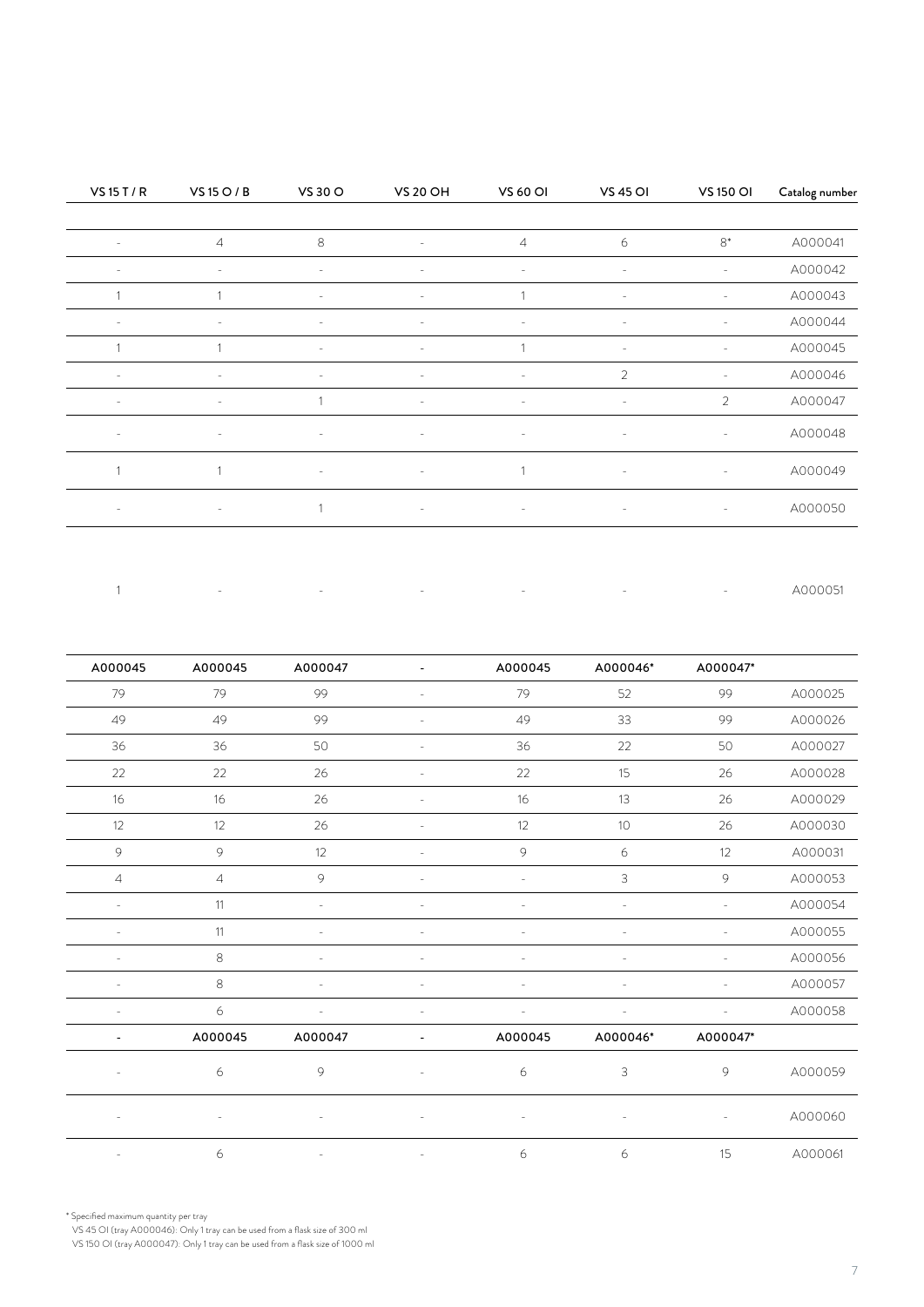| VS 15 T / R | VS 15 O / B | VS 30 O | VS 20 OH | VS 60 OI | VS 45 OI | VS 150 OI | Catalog number |
|---|---|---|---|---|---|---|---|
| | | | | | | | |
| - | 4 | 8 | - | 4 | 6 | 8* | A000041 |
| - | - | - | - | - | - | - | A000042 |
| 1 | 1 | - | - | 1 | - | - | A000043 |
| - | - | - | - | - | - | - | A000044 |
| 1 | 1 | - | - | 1 | - | - | A000045 |
| - | - | - | - | - | 2 | - | A000046 |
| - | - | 1 | - | - | - | 2 | A000047 |
| - | - | - | - | - | - | - | A000048 |
| 1 | 1 | - | - | 1 | - | - | A000049 |
| - | - | 1 | - | - | - | - | A000050 |
| | | | | | | | |
| 1 | - | - | - | - | - | - | A000051 |
| | | | | | | | |
| A000045 | A000045 | A000047 | - | A000045 | A000046* | A000047* | |
| 79 | 79 | 99 | - | 79 | 52 | 99 | A000025 |
| 49 | 49 | 99 | - | 49 | 33 | 99 | A000026 |
| 36 | 36 | 50 | - | 36 | 22 | 50 | A000027 |
| 22 | 22 | 26 | - | 22 | 15 | 26 | A000028 |
| 16 | 16 | 26 | - | 16 | 13 | 26 | A000029 |
| 12 | 12 | 26 | - | 12 | 10 | 26 | A000030 |
| 9 | 9 | 12 | - | 9 | 6 | 12 | A000031 |
| 4 | 4 | 9 | - | - | 3 | 9 | A000053 |
| - | 11 | - | - | - | - | - | A000054 |
| - | 11 | - | - | - | - | - | A000055 |
| - | 8 | - | - | - | - | - | A000056 |
| - | 8 | - | - | - | - | - | A000057 |
| - | 6 | - | - | - | - | - | A000058 |
| - | A000045 | A000047 | - | A000045 | A000046* | A000047* | |
| - | 6 | 9 | - | 6 | 3 | 9 | A000059 |
| - | - | - | - | - | - | - | A000060 |
| - | 6 | - | - | 6 | 6 | 15 | A000061 |

* Specified maximum quantity per tray
VS 45 OI (tray A000046): Only 1 tray can be used from a flask size of 300 ml
VS 150 OI (tray A000047): Only 1 tray can be used from a flask size of 1000 ml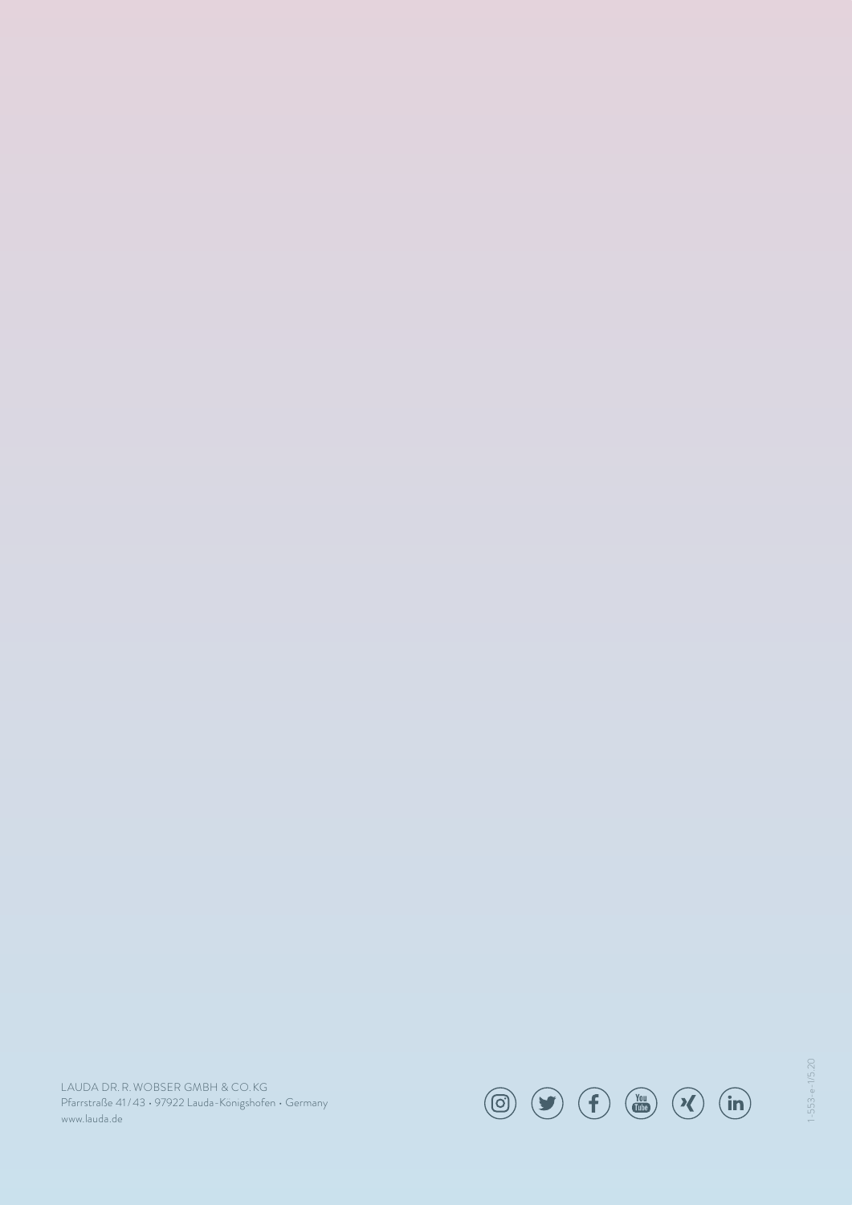LAUDA DR. R. WOBSER GMBH & CO. KG
Pfarrstraße 41 / 43 • 97922 Lauda-Königshofen • Germany
www.lauda.de

1-553-e-1/5.20